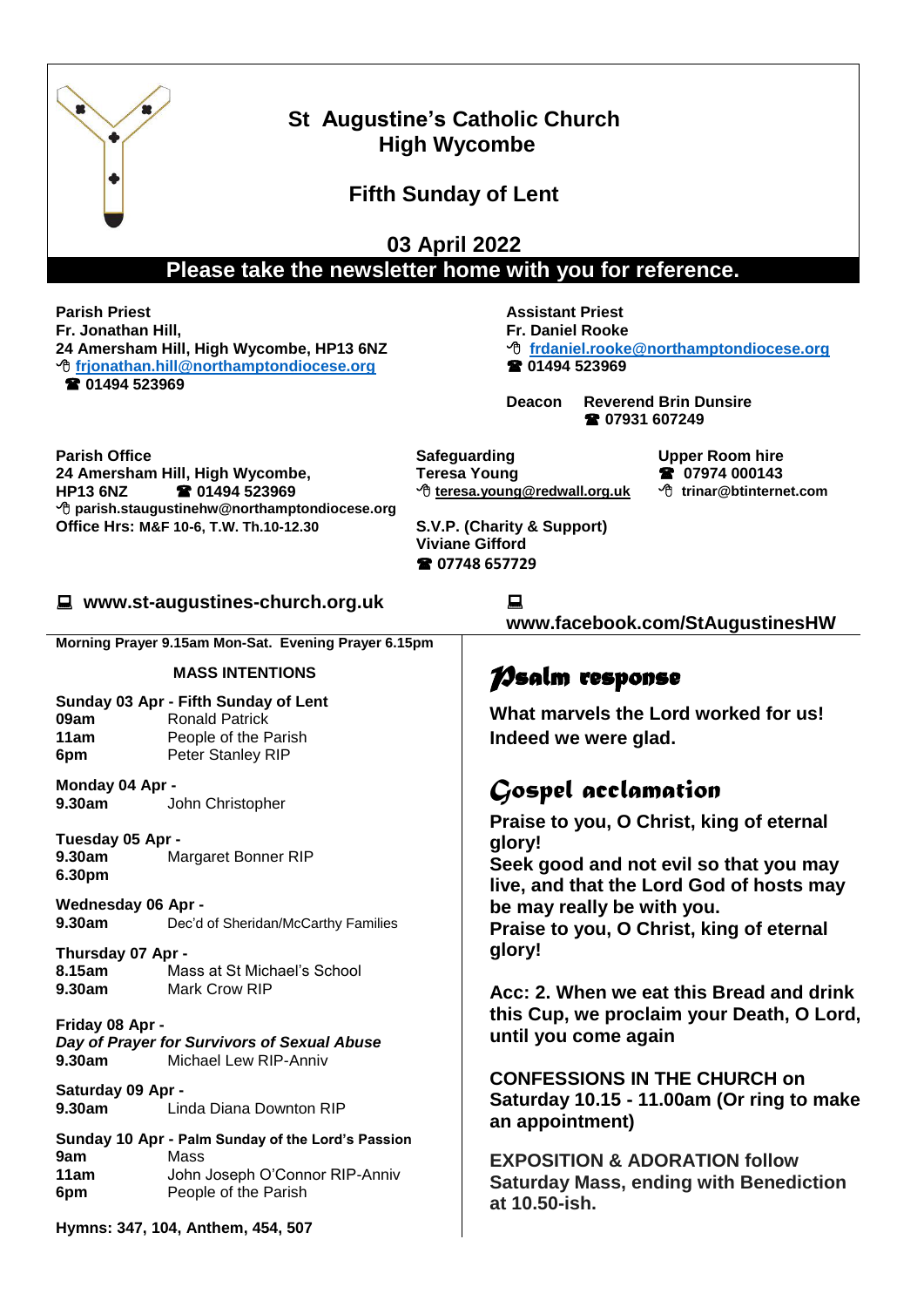# St Augustine's Catholic Church
## High Wycombe

## Fifth Sunday of Lent

## 03 April 2022

**Please take the newsletter home with you for reference.**

**Parish Priest**
**Fr. Jonathan Hill,**
**24 Amersham Hill, High Wycombe, HP13 6NZ**
**frjonathan.hill@northamptondiocese.org**
**☎ 01494 523969**

**Assistant Priest**
**Fr. Daniel Rooke**
**frdaniel.rooke@northamptondiocese.org**
**☎ 01494 523969**

**Deacon Reverend Brin Dunsire**
**☎ 07931 607249**

**Parish Office**
**24 Amersham Hill, High Wycombe,**
**HP13 6NZ ☎ 01494 523969**
**parish.staugustinehw@northamptondiocese.org**
**Office Hrs: M&F 10-6, T.W. Th.10-12.30**

**Safeguarding**
**Teresa Young**
**teresa.young@redwall.org.uk**

**Upper Room hire**
**☎ 07974 000143**
**trinar@btinternet.com**

**S.V.P. (Charity & Support)**
**Viviane Gifford**
**☎ 07748 657729**

**www.st-augustines-church.org.uk**

**www.facebook.com/StAugustinesHW**

**Morning Prayer 9.15am Mon-Sat. Evening Prayer 6.15pm**

**MASS INTENTIONS**

**Sunday 03 Apr - Fifth Sunday of Lent**
**09am** Ronald Patrick
**11am** People of the Parish
**6pm** Peter Stanley RIP

**Monday 04 Apr -**
**9.30am** John Christopher

**Tuesday 05 Apr -**
**9.30am** Margaret Bonner RIP
**6.30pm**

**Wednesday 06 Apr -**
**9.30am** Dec'd of Sheridan/McCarthy Families

**Thursday 07 Apr -**
**8.15am** Mass at St Michael's School
**9.30am** Mark Crow RIP

**Friday 08 Apr -**
***Day of Prayer for Survivors of Sexual Abuse***
**9.30am** Michael Lew RIP-Anniv

**Saturday 09 Apr -**
**9.30am** Linda Diana Downton RIP

**Sunday 10 Apr - Palm Sunday of the Lord's Passion**
**9am** Mass
**11am** John Joseph O'Connor RIP-Anniv
**6pm** People of the Parish

**Hymns: 347, 104, Anthem, 454, 507**

## Psalm response

**What marvels the Lord worked for us! Indeed we were glad.**

## Gospel acclamation

**Praise to you, O Christ, king of eternal glory!**
**Seek good and not evil so that you may live, and that the Lord God of hosts may be may really be with you.**
**Praise to you, O Christ, king of eternal glory!**

**Acc: 2. When we eat this Bread and drink this Cup, we proclaim your Death, O Lord, until you come again**

**CONFESSIONS IN THE CHURCH on Saturday 10.15 - 11.00am (Or ring to make an appointment)**

**EXPOSITION & ADORATION follow Saturday Mass, ending with Benediction at 10.50-ish.**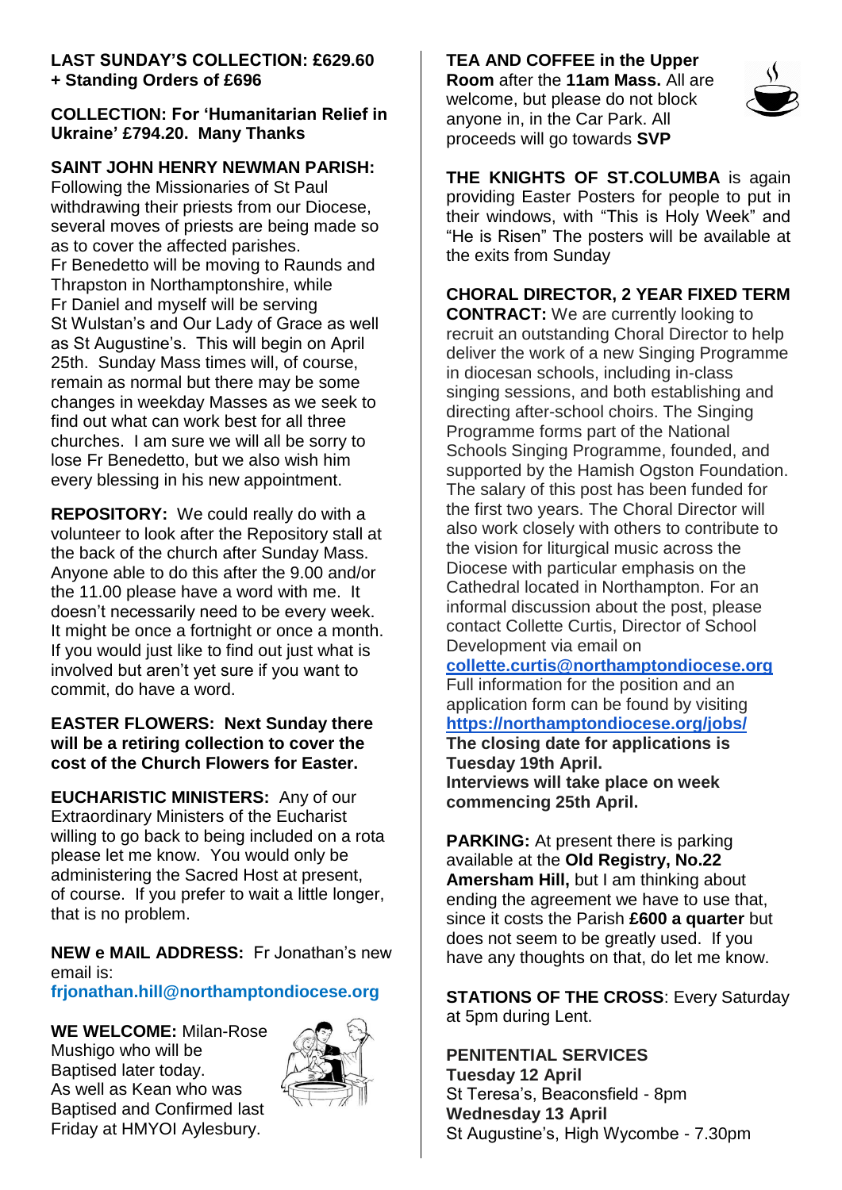**LAST SUNDAY'S COLLECTION: £629.60 + Standing Orders of £696**

**COLLECTION: For 'Humanitarian Relief in Ukraine' £794.20. Many Thanks**

**SAINT JOHN HENRY NEWMAN PARISH:** Following the Missionaries of St Paul withdrawing their priests from our Diocese, several moves of priests are being made so as to cover the affected parishes.
Fr Benedetto will be moving to Raunds and Thrapston in Northamptonshire, while Fr Daniel and myself will be serving St Wulstan's and Our Lady of Grace as well as St Augustine's. This will begin on April 25th. Sunday Mass times will, of course, remain as normal but there may be some changes in weekday Masses as we seek to find out what can work best for all three churches. I am sure we will all be sorry to lose Fr Benedetto, but we also wish him every blessing in his new appointment.

**REPOSITORY:** We could really do with a volunteer to look after the Repository stall at the back of the church after Sunday Mass. Anyone able to do this after the 9.00 and/or the 11.00 please have a word with me. It doesn't necessarily need to be every week. It might be once a fortnight or once a month. If you would just like to find out just what is involved but aren't yet sure if you want to commit, do have a word.

**EASTER FLOWERS: Next Sunday there will be a retiring collection to cover the cost of the Church Flowers for Easter.**

**EUCHARISTIC MINISTERS:** Any of our Extraordinary Ministers of the Eucharist willing to go back to being included on a rota please let me know. You would only be administering the Sacred Host at present, of course. If you prefer to wait a little longer, that is no problem.

**NEW e MAIL ADDRESS:** Fr Jonathan's new email is:
**frjonathan.hill@northamptondiocese.org**

**WE WELCOME:** Milan-Rose Mushigo who will be Baptised later today.
As well as Kean who was Baptised and Confirmed last Friday at HMYOI Aylesbury.

**TEA AND COFFEE in the Upper Room** after the **11am Mass.** All are welcome, but please do not block anyone in, in the Car Park. All proceeds will go towards **SVP**

**THE KNIGHTS OF ST.COLUMBA** is again providing Easter Posters for people to put in their windows, with "This is Holy Week" and "He is Risen" The posters will be available at the exits from Sunday

**CHORAL DIRECTOR, 2 YEAR FIXED TERM CONTRACT:** We are currently looking to recruit an outstanding Choral Director to help deliver the work of a new Singing Programme in diocesan schools, including in-class singing sessions, and both establishing and directing after-school choirs. The Singing Programme forms part of the National Schools Singing Programme, founded, and supported by the Hamish Ogston Foundation. The salary of this post has been funded for the first two years. The Choral Director will also work closely with others to contribute to the vision for liturgical music across the Diocese with particular emphasis on the Cathedral located in Northampton. For an informal discussion about the post, please contact Collette Curtis, Director of School Development via email on
**collette.curtis@northamptondiocese.org**
Full information for the position and an application form can be found by visiting
**https://northamptondiocese.org/jobs/**
**The closing date for applications is Tuesday 19th April.**
**Interviews will take place on week commencing 25th April.**

**PARKING:** At present there is parking available at the **Old Registry, No.22 Amersham Hill,** but I am thinking about ending the agreement we have to use that, since it costs the Parish **£600 a quarter** but does not seem to be greatly used. If you have any thoughts on that, do let me know.

**STATIONS OF THE CROSS**: Every Saturday at 5pm during Lent.

**PENITENTIAL SERVICES**
**Tuesday 12 April**
St Teresa's, Beaconsfield - 8pm
**Wednesday 13 April**
St Augustine's, High Wycombe - 7.30pm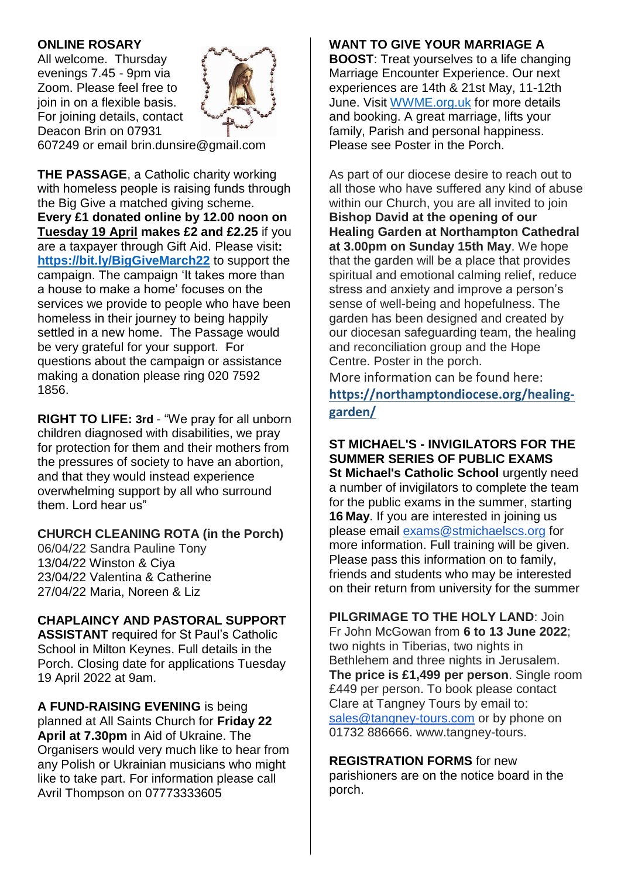**ONLINE ROSARY**
All welcome. Thursday evenings 7.45 - 9pm via Zoom. Please feel free to join in on a flexible basis. For joining details, contact Deacon Brin on 07931 607249 or email brin.dunsire@gmail.com

**THE PASSAGE**, a Catholic charity working with homeless people is raising funds through the Big Give a matched giving scheme. **Every £1 donated online by 12.00 noon on Tuesday 19 April makes £2 and £2.25** if you are a taxpayer through Gift Aid. Please visit**:** **https://bit.ly/BigGiveMarch22** to support the campaign. The campaign 'It takes more than a house to make a home' focuses on the services we provide to people who have been homeless in their journey to being happily settled in a new home. The Passage would be very grateful for your support. For questions about the campaign or assistance making a donation please ring 020 7592 1856.

**RIGHT TO LIFE: 3rd** - "We pray for all unborn children diagnosed with disabilities, we pray for protection for them and their mothers from the pressures of society to have an abortion, and that they would instead experience overwhelming support by all who surround them. Lord hear us"

**CHURCH CLEANING ROTA (in the Porch)**
06/04/22 Sandra Pauline Tony
13/04/22 Winston & Ciya
23/04/22 Valentina & Catherine
27/04/22 Maria, Noreen & Liz

**CHAPLAINCY AND PASTORAL SUPPORT ASSISTANT** required for St Paul's Catholic School in Milton Keynes. Full details in the Porch. Closing date for applications Tuesday 19 April 2022 at 9am.

**A FUND-RAISING EVENING** is being planned at All Saints Church for **Friday 22 April at 7.30pm** in Aid of Ukraine. The Organisers would very much like to hear from any Polish or Ukrainian musicians who might like to take part. For information please call Avril Thompson on 07773333605

**WANT TO GIVE YOUR MARRIAGE A BOOST**: Treat yourselves to a life changing Marriage Encounter Experience. Our next experiences are 14th & 21st May, 11-12th June. Visit WWME.org.uk for more details and booking. A great marriage, lifts your family, Parish and personal happiness. Please see Poster in the Porch.

As part of our diocese desire to reach out to all those who have suffered any kind of abuse within our Church, you are all invited to join **Bishop David at the opening of our Healing Garden at Northampton Cathedral at 3.00pm on Sunday 15th May**. We hope that the garden will be a place that provides spiritual and emotional calming relief, reduce stress and anxiety and improve a person's sense of well-being and hopefulness. The garden has been designed and created by our diocesan safeguarding team, the healing and reconciliation group and the Hope Centre. Poster in the porch.
More information can be found here: **https://northamptondiocese.org/healing-garden/**

**ST MICHAEL'S - INVIGILATORS FOR THE SUMMER SERIES OF PUBLIC EXAMS**
**St Michael's Catholic School** urgently need a number of invigilators to complete the team for the public exams in the summer, starting **16 May**. If you are interested in joining us please email exams@stmichaelscs.org for more information. Full training will be given. Please pass this information on to family, friends and students who may be interested on their return from university for the summer

**PILGRIMAGE TO THE HOLY LAND**: Join Fr John McGowan from **6 to 13 June 2022**; two nights in Tiberias, two nights in Bethlehem and three nights in Jerusalem. **The price is £1,499 per person**. Single room £449 per person. To book please contact Clare at Tangney Tours by email to: sales@tangney-tours.com or by phone on 01732 886666. www.tangney-tours.

**REGISTRATION FORMS** for new parishioners are on the notice board in the porch.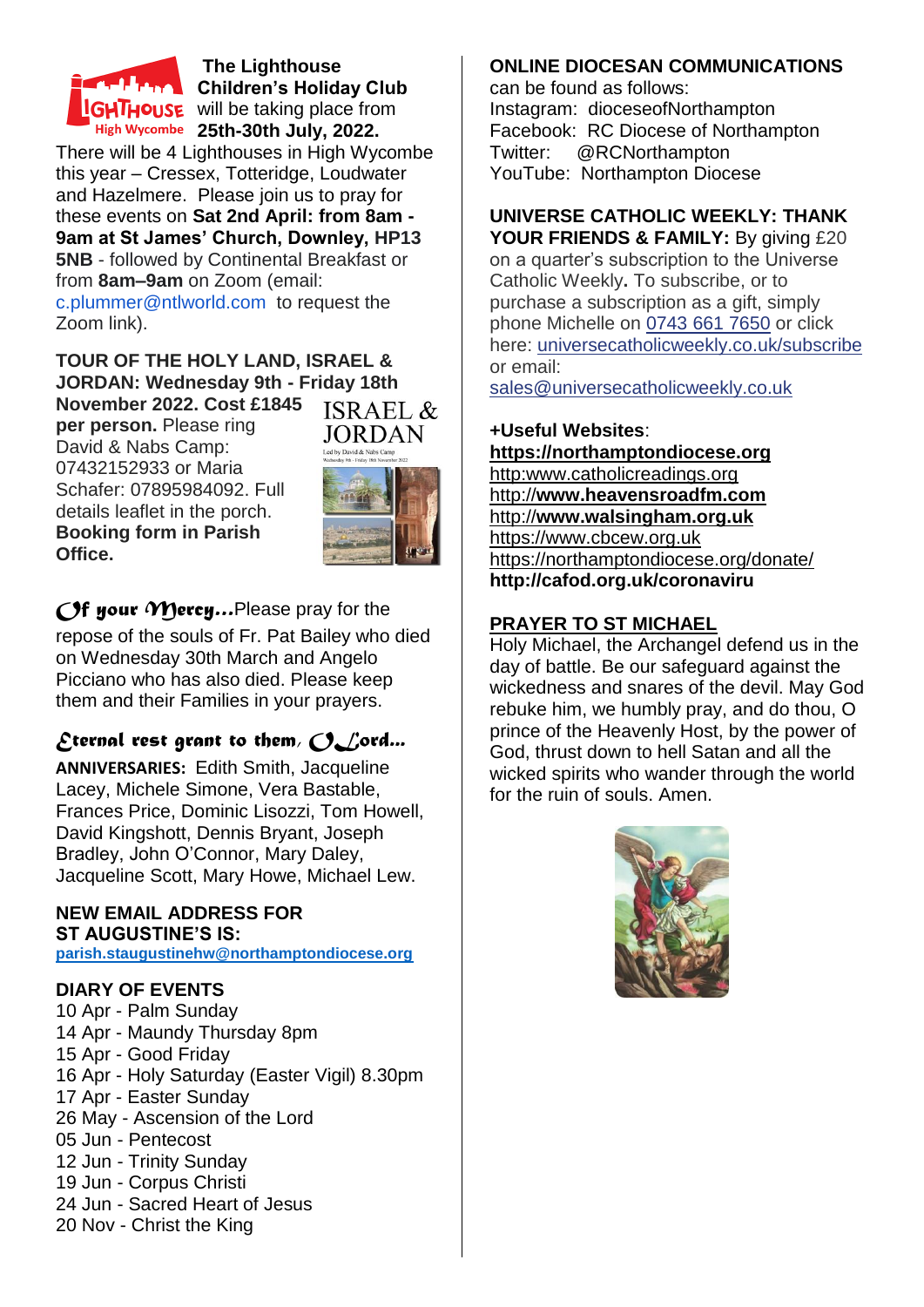**The Lighthouse Children's Holiday Club** will be taking place from **25th-30th July, 2022.**

There will be 4 Lighthouses in High Wycombe this year – Cressex, Totteridge, Loudwater and Hazelmere. Please join us to pray for these events on **Sat 2nd April: from 8am - 9am at St James' Church, Downley, HP13 5NB** - followed by Continental Breakfast or from **8am–9am** on Zoom (email: c.plummer@ntlworld.com to request the Zoom link).

**TOUR OF THE HOLY LAND, ISRAEL & JORDAN: Wednesday 9th - Friday 18th November 2022. Cost £1845 per person.** Please ring David & Nabs Camp: 07432152933 or Maria Schafer: 07895984092. Full details leaflet in the porch. **Booking form in Parish Office.**

ISRAEL & JORDAN

*Of your Mercy…* Please pray for the repose of the souls of Fr. Pat Bailey who died on Wednesday 30th March and Angelo Picciano who has also died. Please keep them and their Families in your prayers.

*Eternal rest grant to them, O Lord…*

**ANNIVERSARIES:** Edith Smith, Jacqueline Lacey, Michele Simone, Vera Bastable, Frances Price, Dominic Lisozzi, Tom Howell, David Kingshott, Dennis Bryant, Joseph Bradley, John O'Connor, Mary Daley, Jacqueline Scott, Mary Howe, Michael Lew.

**NEW EMAIL ADDRESS FOR ST AUGUSTINE'S IS:**
**parish.staugustinehw@northamptondiocese.org**

**DIARY OF EVENTS**

10 Apr - Palm Sunday
14 Apr - Maundy Thursday 8pm
15 Apr - Good Friday
16 Apr - Holy Saturday (Easter Vigil) 8.30pm
17 Apr - Easter Sunday
26 May - Ascension of the Lord
05 Jun - Pentecost
12 Jun - Trinity Sunday
19 Jun - Corpus Christi
24 Jun - Sacred Heart of Jesus
20 Nov - Christ the King

**ONLINE DIOCESAN COMMUNICATIONS** can be found as follows:
Instagram: dioceseofNorthampton
Facebook: RC Diocese of Northampton
Twitter: @RCNorthampton
YouTube: Northampton Diocese

**UNIVERSE CATHOLIC WEEKLY: THANK YOUR FRIENDS & FAMILY:** By giving £20 on a quarter's subscription to the Universe Catholic Weekly**.** To subscribe, or to purchase a subscription as a gift, simply phone Michelle on 0743 661 7650 or click here: universecatholicweekly.co.uk/subscribe or email: sales@universecatholicweekly.co.uk

**+Useful Websites**:
**https://northamptondiocese.org**
http:www.catholicreadings.org
http://**www.heavensroadfm.com**
http://**www.walsingham.org.uk**
https://www.cbcew.org.uk
https://northamptondiocese.org/donate/
**http://cafod.org.uk/coronaviru**

**PRAYER TO ST MICHAEL**

Holy Michael, the Archangel defend us in the day of battle. Be our safeguard against the wickedness and snares of the devil. May God rebuke him, we humbly pray, and do thou, O prince of the Heavenly Host, by the power of God, thrust down to hell Satan and all the wicked spirits who wander through the world for the ruin of souls. Amen.